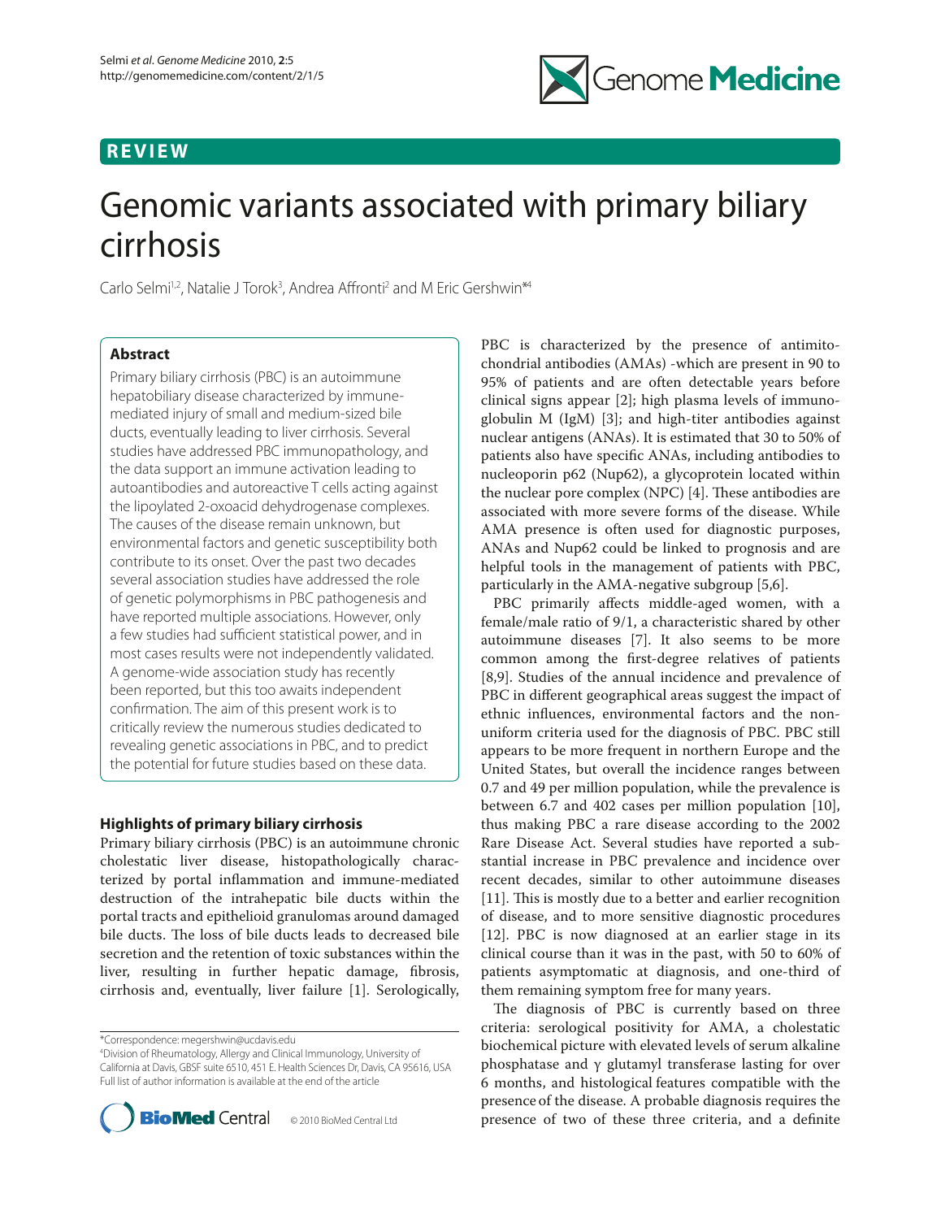REVIEW

# Genomic variants associated with primary biliary cirrhosis

Carlo Selmi[1,2], Natalie J Torok[3], Andrea Affronti[2] and M Eric Gershwin*[4]

## Abstract

Primary biliary cirrhosis (PBC) is an autoimmune hepatobiliary disease characterized by immune-mediated injury of small and medium-sized bile ducts, eventually leading to liver cirrhosis. Several studies have addressed PBC immunopathology, and the data support an immune activation leading to autoantibodies and autoreactive T cells acting against the lipoylated 2-oxoacid dehydrogenase complexes. The causes of the disease remain unknown, but environmental factors and genetic susceptibility both contribute to its onset. Over the past two decades several association studies have addressed the role of genetic polymorphisms in PBC pathogenesis and have reported multiple associations. However, only a few studies had sufficient statistical power, and in most cases results were not independently validated. A genome-wide association study has recently been reported, but this too awaits independent confirmation. The aim of this present work is to critically review the numerous studies dedicated to revealing genetic associations in PBC, and to predict the potential for future studies based on these data.

## Highlights of primary biliary cirrhosis

Primary biliary cirrhosis (PBC) is an autoimmune chronic cholestatic liver disease, histopathologically characterized by portal inflammation and immune-mediated destruction of the intrahepatic bile ducts within the portal tracts and epithelioid granulomas around damaged bile ducts. The loss of bile ducts leads to decreased bile secretion and the retention of toxic substances within the liver, resulting in further hepatic damage, fibrosis, cirrhosis and, eventually, liver failure [1]. Serologically, PBC is characterized by the presence of antimitochondrial antibodies (AMAs) -which are present in 90 to 95% of patients and are often detectable years before clinical signs appear [2]; high plasma levels of immunoglobulin M (IgM) [3]; and high-titer antibodies against nuclear antigens (ANAs). It is estimated that 30 to 50% of patients also have specific ANAs, including antibodies to nucleoporin p62 (Nup62), a glycoprotein located within the nuclear pore complex (NPC) [4]. These antibodies are associated with more severe forms of the disease. While AMA presence is often used for diagnostic purposes, ANAs and Nup62 could be linked to prognosis and are helpful tools in the management of patients with PBC, particularly in the AMA-negative subgroup [5,6].

PBC primarily affects middle-aged women, with a female/male ratio of 9/1, a characteristic shared by other autoimmune diseases [7]. It also seems to be more common among the first-degree relatives of patients [8,9]. Studies of the annual incidence and prevalence of PBC in different geographical areas suggest the impact of ethnic influences, environmental factors and the non-uniform criteria used for the diagnosis of PBC. PBC still appears to be more frequent in northern Europe and the United States, but overall the incidence ranges between 0.7 and 49 per million population, while the prevalence is between 6.7 and 402 cases per million population [10], thus making PBC a rare disease according to the 2002 Rare Disease Act. Several studies have reported a substantial increase in PBC prevalence and incidence over recent decades, similar to other autoimmune diseases [11]. This is mostly due to a better and earlier recognition of disease, and to more sensitive diagnostic procedures [12]. PBC is now diagnosed at an earlier stage in its clinical course than it was in the past, with 50 to 60% of patients asymptomatic at diagnosis, and one-third of them remaining symptom free for many years.

The diagnosis of PBC is currently based on three criteria: serological positivity for AMA, a cholestatic biochemical picture with elevated levels of serum alkaline phosphatase and γ glutamyl transferase lasting for over 6 months, and histological features compatible with the presence of the disease. A probable diagnosis requires the presence of two of these three criteria, and a definite

*Correspondence: megershwin@ucdavis.edu
[4]Division of Rheumatology, Allergy and Clinical Immunology, University of California at Davis, GBSF suite 6510, 451 E. Health Sciences Dr, Davis, CA 95616, USA
Full list of author information is available at the end of the article

© 2010 BioMed Central Ltd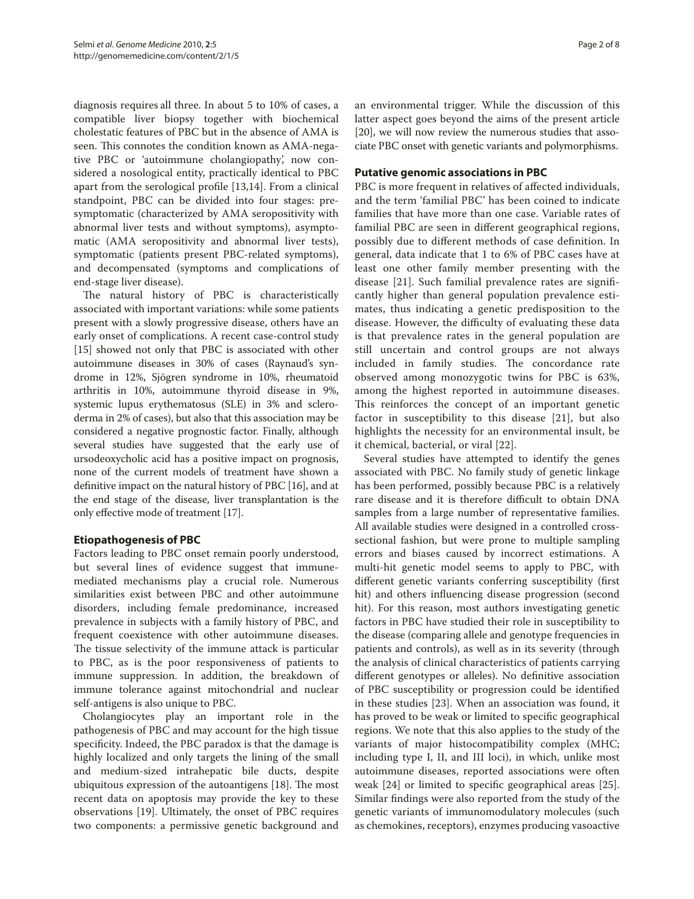diagnosis requires all three. In about 5 to 10% of cases, a compatible liver biopsy together with biochemical cholestatic features of PBC but in the absence of AMA is seen. This connotes the condition known as AMA-negative PBC or 'autoimmune cholangiopathy', now considered a nosological entity, practically identical to PBC apart from the serological profile [13,14]. From a clinical standpoint, PBC can be divided into four stages: presymptomatic (characterized by AMA seropositivity with abnormal liver tests and without symptoms), asymptomatic (AMA seropositivity and abnormal liver tests), symptomatic (patients present PBC-related symptoms), and decompensated (symptoms and complications of end-stage liver disease).

The natural history of PBC is characteristically associated with important variations: while some patients present with a slowly progressive disease, others have an early onset of complications. A recent case-control study [15] showed not only that PBC is associated with other autoimmune diseases in 30% of cases (Raynaud's syndrome in 12%, Sjögren syndrome in 10%, rheumatoid arthritis in 10%, autoimmune thyroid disease in 9%, systemic lupus erythematosus (SLE) in 3% and scleroderma in 2% of cases), but also that this association may be considered a negative prognostic factor. Finally, although several studies have suggested that the early use of ursodeoxycholic acid has a positive impact on prognosis, none of the current models of treatment have shown a definitive impact on the natural history of PBC [16], and at the end stage of the disease, liver transplantation is the only effective mode of treatment [17].

## Etiopathogenesis of PBC

Factors leading to PBC onset remain poorly understood, but several lines of evidence suggest that immune-mediated mechanisms play a crucial role. Numerous similarities exist between PBC and other autoimmune disorders, including female predominance, increased prevalence in subjects with a family history of PBC, and frequent coexistence with other autoimmune diseases. The tissue selectivity of the immune attack is particular to PBC, as is the poor responsiveness of patients to immune suppression. In addition, the breakdown of immune tolerance against mitochondrial and nuclear self-antigens is also unique to PBC.

Cholangiocytes play an important role in the pathogenesis of PBC and may account for the high tissue specificity. Indeed, the PBC paradox is that the damage is highly localized and only targets the lining of the small and medium-sized intrahepatic bile ducts, despite ubiquitous expression of the autoantigens [18]. The most recent data on apoptosis may provide the key to these observations [19]. Ultimately, the onset of PBC requires two components: a permissive genetic background and an environmental trigger. While the discussion of this latter aspect goes beyond the aims of the present article [20], we will now review the numerous studies that associate PBC onset with genetic variants and polymorphisms.

## Putative genomic associations in PBC

PBC is more frequent in relatives of affected individuals, and the term 'familial PBC' has been coined to indicate families that have more than one case. Variable rates of familial PBC are seen in different geographical regions, possibly due to different methods of case definition. In general, data indicate that 1 to 6% of PBC cases have at least one other family member presenting with the disease [21]. Such familial prevalence rates are significantly higher than general population prevalence estimates, thus indicating a genetic predisposition to the disease. However, the difficulty of evaluating these data is that prevalence rates in the general population are still uncertain and control groups are not always included in family studies. The concordance rate observed among monozygotic twins for PBC is 63%, among the highest reported in autoimmune diseases. This reinforces the concept of an important genetic factor in susceptibility to this disease [21], but also highlights the necessity for an environmental insult, be it chemical, bacterial, or viral [22].

Several studies have attempted to identify the genes associated with PBC. No family study of genetic linkage has been performed, possibly because PBC is a relatively rare disease and it is therefore difficult to obtain DNA samples from a large number of representative families. All available studies were designed in a controlled cross-sectional fashion, but were prone to multiple sampling errors and biases caused by incorrect estimations. A multi-hit genetic model seems to apply to PBC, with different genetic variants conferring susceptibility (first hit) and others influencing disease progression (second hit). For this reason, most authors investigating genetic factors in PBC have studied their role in susceptibility to the disease (comparing allele and genotype frequencies in patients and controls), as well as in its severity (through the analysis of clinical characteristics of patients carrying different genotypes or alleles). No definitive association of PBC susceptibility or progression could be identified in these studies [23]. When an association was found, it has proved to be weak or limited to specific geographical regions. We note that this also applies to the study of the variants of major histocompatibility complex (MHC; including type I, II, and III loci), in which, unlike most autoimmune diseases, reported associations were often weak [24] or limited to specific geographical areas [25]. Similar findings were also reported from the study of the genetic variants of immunomodulatory molecules (such as chemokines, receptors), enzymes producing vasoactive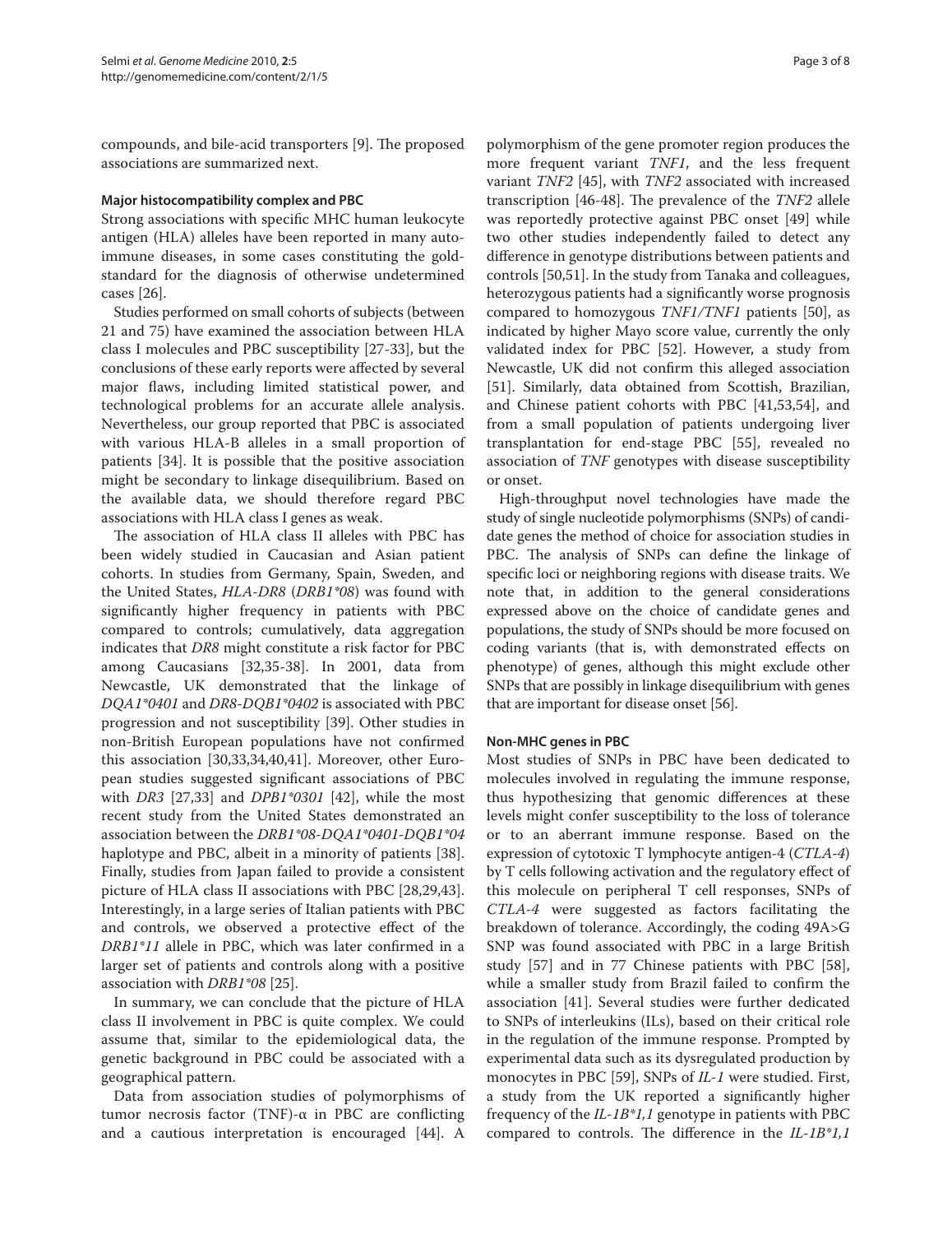compounds, and bile-acid transporters [9]. The proposed associations are summarized next.

### Major histocompatibility complex and PBC

Strong associations with specific MHC human leukocyte antigen (HLA) alleles have been reported in many autoimmune diseases, in some cases constituting the gold-standard for the diagnosis of otherwise undetermined cases [26].

Studies performed on small cohorts of subjects (between 21 and 75) have examined the association between HLA class I molecules and PBC susceptibility [27-33], but the conclusions of these early reports were affected by several major flaws, including limited statistical power, and technological problems for an accurate allele analysis. Nevertheless, our group reported that PBC is associated with various HLA-B alleles in a small proportion of patients [34]. It is possible that the positive association might be secondary to linkage disequilibrium. Based on the available data, we should therefore regard PBC associations with HLA class I genes as weak.

The association of HLA class II alleles with PBC has been widely studied in Caucasian and Asian patient cohorts. In studies from Germany, Spain, Sweden, and the United States, *HLA-DR8* (*DRB1*08*) was found with significantly higher frequency in patients with PBC compared to controls; cumulatively, data aggregation indicates that *DR8* might constitute a risk factor for PBC among Caucasians [32,35-38]. In 2001, data from Newcastle, UK demonstrated that the linkage of *DQA1*0401* and *DR8-DQB1*0402* is associated with PBC progression and not susceptibility [39]. Other studies in non-British European populations have not confirmed this association [30,33,34,40,41]. Moreover, other European studies suggested significant associations of PBC with *DR3* [27,33] and *DPB1*0301* [42], while the most recent study from the United States demonstrated an association between the *DRB1*08-DQA1*0401-DQB1*04* haplotype and PBC, albeit in a minority of patients [38]. Finally, studies from Japan failed to provide a consistent picture of HLA class II associations with PBC [28,29,43]. Interestingly, in a large series of Italian patients with PBC and controls, we observed a protective effect of the *DRB1*11* allele in PBC, which was later confirmed in a larger set of patients and controls along with a positive association with *DRB1*08* [25].

In summary, we can conclude that the picture of HLA class II involvement in PBC is quite complex. We could assume that, similar to the epidemiological data, the genetic background in PBC could be associated with a geographical pattern.

Data from association studies of polymorphisms of tumor necrosis factor (TNF)-α in PBC are conflicting and a cautious interpretation is encouraged [44]. A polymorphism of the gene promoter region produces the more frequent variant *TNF1*, and the less frequent variant *TNF2* [45], with *TNF2* associated with increased transcription [46-48]. The prevalence of the *TNF2* allele was reportedly protective against PBC onset [49] while two other studies independently failed to detect any difference in genotype distributions between patients and controls [50,51]. In the study from Tanaka and colleagues, heterozygous patients had a significantly worse prognosis compared to homozygous *TNF1/TNF1* patients [50], as indicated by higher Mayo score value, currently the only validated index for PBC [52]. However, a study from Newcastle, UK did not confirm this alleged association [51]. Similarly, data obtained from Scottish, Brazilian, and Chinese patient cohorts with PBC [41,53,54], and from a small population of patients undergoing liver transplantation for end-stage PBC [55], revealed no association of *TNF* genotypes with disease susceptibility or onset.

High-throughput novel technologies have made the study of single nucleotide polymorphisms (SNPs) of candidate genes the method of choice for association studies in PBC. The analysis of SNPs can define the linkage of specific loci or neighboring regions with disease traits. We note that, in addition to the general considerations expressed above on the choice of candidate genes and populations, the study of SNPs should be more focused on coding variants (that is, with demonstrated effects on phenotype) of genes, although this might exclude other SNPs that are possibly in linkage disequilibrium with genes that are important for disease onset [56].

### Non-MHC genes in PBC

Most studies of SNPs in PBC have been dedicated to molecules involved in regulating the immune response, thus hypothesizing that genomic differences at these levels might confer susceptibility to the loss of tolerance or to an aberrant immune response. Based on the expression of cytotoxic T lymphocyte antigen-4 (*CTLA-4*) by T cells following activation and the regulatory effect of this molecule on peripheral T cell responses, SNPs of *CTLA-4* were suggested as factors facilitating the breakdown of tolerance. Accordingly, the coding 49A>G SNP was found associated with PBC in a large British study [57] and in 77 Chinese patients with PBC [58], while a smaller study from Brazil failed to confirm the association [41]. Several studies were further dedicated to SNPs of interleukins (ILs), based on their critical role in the regulation of the immune response. Prompted by experimental data such as its dysregulated production by monocytes in PBC [59], SNPs of *IL-1* were studied. First, a study from the UK reported a significantly higher frequency of the *IL-1B*1,1* genotype in patients with PBC compared to controls. The difference in the *IL-1B*1,1*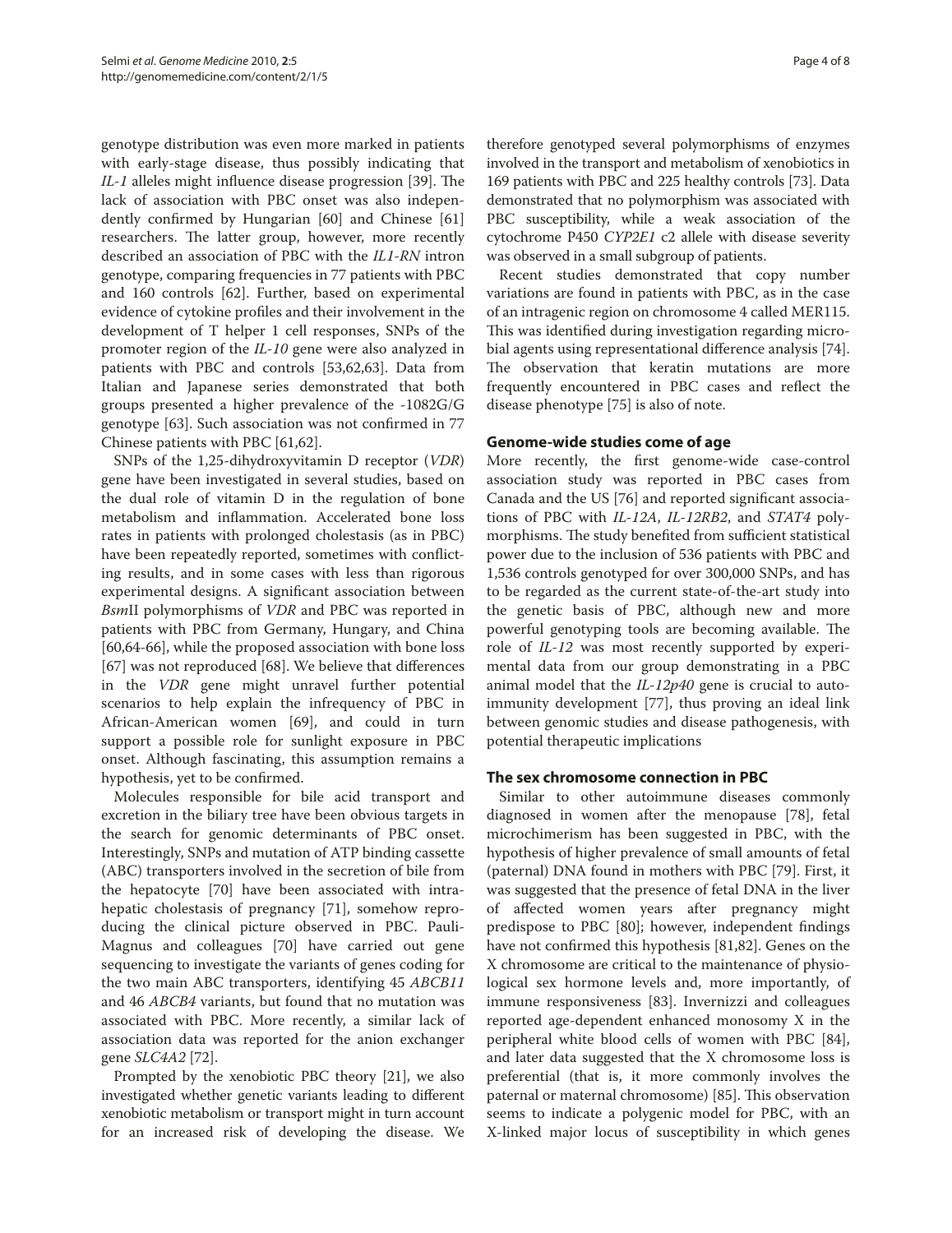genotype distribution was even more marked in patients with early-stage disease, thus possibly indicating that *IL-1* alleles might influence disease progression [39]. The lack of association with PBC onset was also independently confirmed by Hungarian [60] and Chinese [61] researchers. The latter group, however, more recently described an association of PBC with the *IL1-RN* intron genotype, comparing frequencies in 77 patients with PBC and 160 controls [62]. Further, based on experimental evidence of cytokine profiles and their involvement in the development of T helper 1 cell responses, SNPs of the promoter region of the *IL-10* gene were also analyzed in patients with PBC and controls [53,62,63]. Data from Italian and Japanese series demonstrated that both groups presented a higher prevalence of the -1082G/G genotype [63]. Such association was not confirmed in 77 Chinese patients with PBC [61,62].

SNPs of the 1,25-dihydroxyvitamin D receptor (*VDR*) gene have been investigated in several studies, based on the dual role of vitamin D in the regulation of bone metabolism and inflammation. Accelerated bone loss rates in patients with prolonged cholestasis (as in PBC) have been repeatedly reported, sometimes with conflicting results, and in some cases with less than rigorous experimental designs. A significant association between *Bsm*II polymorphisms of *VDR* and PBC was reported in patients with PBC from Germany, Hungary, and China [60,64-66], while the proposed association with bone loss [67] was not reproduced [68]. We believe that differences in the *VDR* gene might unravel further potential scenarios to help explain the infrequency of PBC in African-American women [69], and could in turn support a possible role for sunlight exposure in PBC onset. Although fascinating, this assumption remains a hypothesis, yet to be confirmed.

Molecules responsible for bile acid transport and excretion in the biliary tree have been obvious targets in the search for genomic determinants of PBC onset. Interestingly, SNPs and mutation of ATP binding cassette (ABC) transporters involved in the secretion of bile from the hepatocyte [70] have been associated with intrahepatic cholestasis of pregnancy [71], somehow reproducing the clinical picture observed in PBC. Pauli-Magnus and colleagues [70] have carried out gene sequencing to investigate the variants of genes coding for the two main ABC transporters, identifying 45 *ABCB11* and 46 *ABCB4* variants, but found that no mutation was associated with PBC. More recently, a similar lack of association data was reported for the anion exchanger gene *SLC4A2* [72].

Prompted by the xenobiotic PBC theory [21], we also investigated whether genetic variants leading to different xenobiotic metabolism or transport might in turn account for an increased risk of developing the disease. We therefore genotyped several polymorphisms of enzymes involved in the transport and metabolism of xenobiotics in 169 patients with PBC and 225 healthy controls [73]. Data demonstrated that no polymorphism was associated with PBC susceptibility, while a weak association of the cytochrome P450 *CYP2E1* c2 allele with disease severity was observed in a small subgroup of patients.

Recent studies demonstrated that copy number variations are found in patients with PBC, as in the case of an intragenic region on chromosome 4 called MER115. This was identified during investigation regarding microbial agents using representational difference analysis [74]. The observation that keratin mutations are more frequently encountered in PBC cases and reflect the disease phenotype [75] is also of note.

## Genome-wide studies come of age

More recently, the first genome-wide case-control association study was reported in PBC cases from Canada and the US [76] and reported significant associations of PBC with *IL-12A*, *IL-12RB2*, and *STAT4* polymorphisms. The study benefited from sufficient statistical power due to the inclusion of 536 patients with PBC and 1,536 controls genotyped for over 300,000 SNPs, and has to be regarded as the current state-of-the-art study into the genetic basis of PBC, although new and more powerful genotyping tools are becoming available. The role of *IL-12* was most recently supported by experimental data from our group demonstrating in a PBC animal model that the *IL-12p40* gene is crucial to autoimmunity development [77], thus proving an ideal link between genomic studies and disease pathogenesis, with potential therapeutic implications

## The sex chromosome connection in PBC

Similar to other autoimmune diseases commonly diagnosed in women after the menopause [78], fetal microchimerism has been suggested in PBC, with the hypothesis of higher prevalence of small amounts of fetal (paternal) DNA found in mothers with PBC [79]. First, it was suggested that the presence of fetal DNA in the liver of affected women years after pregnancy might predispose to PBC [80]; however, independent findings have not confirmed this hypothesis [81,82]. Genes on the X chromosome are critical to the maintenance of physiological sex hormone levels and, more importantly, of immune responsiveness [83]. Invernizzi and colleagues reported age-dependent enhanced monosomy X in the peripheral white blood cells of women with PBC [84], and later data suggested that the X chromosome loss is preferential (that is, it more commonly involves the paternal or maternal chromosome) [85]. This observation seems to indicate a polygenic model for PBC, with an X-linked major locus of susceptibility in which genes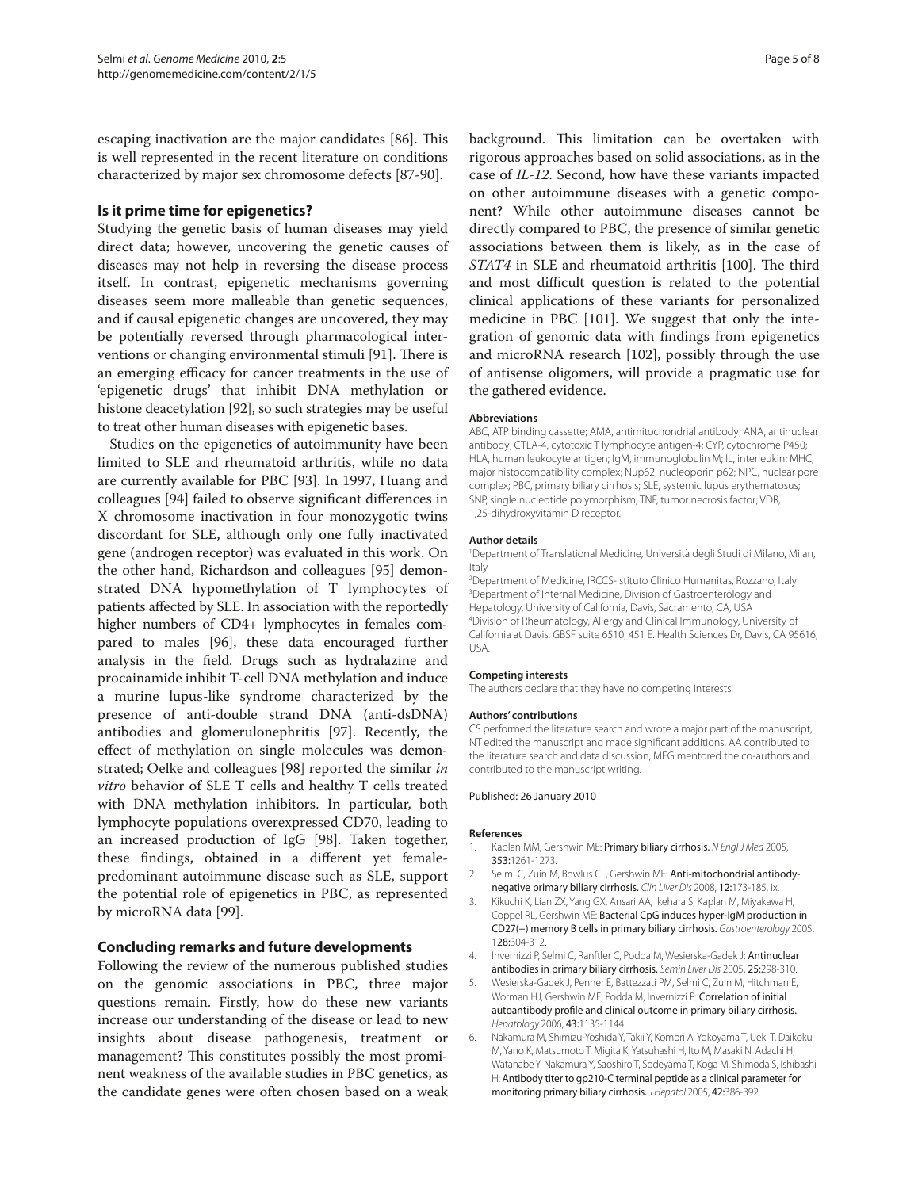escaping inactivation are the major candidates [86]. This is well represented in the recent literature on conditions characterized by major sex chromosome defects [87-90].

### Is it prime time for epigenetics?

Studying the genetic basis of human diseases may yield direct data; however, uncovering the genetic causes of diseases may not help in reversing the disease process itself. In contrast, epigenetic mechanisms governing diseases seem more malleable than genetic sequences, and if causal epigenetic changes are uncovered, they may be potentially reversed through pharmacological interventions or changing environmental stimuli [91]. There is an emerging efficacy for cancer treatments in the use of 'epigenetic drugs' that inhibit DNA methylation or histone deacetylation [92], so such strategies may be useful to treat other human diseases with epigenetic bases.

Studies on the epigenetics of autoimmunity have been limited to SLE and rheumatoid arthritis, while no data are currently available for PBC [93]. In 1997, Huang and colleagues [94] failed to observe significant differences in X chromosome inactivation in four monozygotic twins discordant for SLE, although only one fully inactivated gene (androgen receptor) was evaluated in this work. On the other hand, Richardson and colleagues [95] demonstrated DNA hypomethylation of T lymphocytes of patients affected by SLE. In association with the reportedly higher numbers of CD4+ lymphocytes in females compared to males [96], these data encouraged further analysis in the field. Drugs such as hydralazine and procainamide inhibit T-cell DNA methylation and induce a murine lupus-like syndrome characterized by the presence of anti-double strand DNA (anti-dsDNA) antibodies and glomerulonephritis [97]. Recently, the effect of methylation on single molecules was demonstrated; Oelke and colleagues [98] reported the similar *in vitro* behavior of SLE T cells and healthy T cells treated with DNA methylation inhibitors. In particular, both lymphocyte populations overexpressed CD70, leading to an increased production of IgG [98]. Taken together, these findings, obtained in a different yet female-predominant autoimmune disease such as SLE, support the potential role of epigenetics in PBC, as represented by microRNA data [99].

### Concluding remarks and future developments

Following the review of the numerous published studies on the genomic associations in PBC, three major questions remain. Firstly, how do these new variants increase our understanding of the disease or lead to new insights about disease pathogenesis, treatment or management? This constitutes possibly the most prominent weakness of the available studies in PBC genetics, as the candidate genes were often chosen based on a weak background. This limitation can be overtaken with rigorous approaches based on solid associations, as in the case of *IL-12*. Second, how have these variants impacted on other autoimmune diseases with a genetic component? While other autoimmune diseases cannot be directly compared to PBC, the presence of similar genetic associations between them is likely, as in the case of *STAT4* in SLE and rheumatoid arthritis [100]. The third and most difficult question is related to the potential clinical applications of these variants for personalized medicine in PBC [101]. We suggest that only the integration of genomic data with findings from epigenetics and microRNA research [102], possibly through the use of antisense oligomers, will provide a pragmatic use for the gathered evidence.

#### Abbreviations

ABC, ATP binding cassette; AMA, antimitochondrial antibody; ANA, antinuclear antibody; CTLA-4, cytotoxic T lymphocyte antigen-4; CYP, cytochrome P450; HLA, human leukocyte antigen; IgM, immunoglobulin M; IL, interleukin; MHC, major histocompatibility complex; Nup62, nucleoporin p62; NPC, nuclear pore complex; PBC, primary biliary cirrhosis; SLE, systemic lupus erythematosus; SNP, single nucleotide polymorphism; TNF, tumor necrosis factor; VDR, 1,25-dihydroxyvitamin D receptor.

#### Author details

[1]Department of Translational Medicine, Università degli Studi di Milano, Milan, Italy
[2]Department of Medicine, IRCCS-Istituto Clinico Humanitas, Rozzano, Italy
[3]Department of Internal Medicine, Division of Gastroenterology and Hepatology, University of California, Davis, Sacramento, CA, USA
[4]Division of Rheumatology, Allergy and Clinical Immunology, University of California at Davis, GBSF suite 6510, 451 E. Health Sciences Dr, Davis, CA 95616, USA.

#### Competing interests

The authors declare that they have no competing interests.

#### Authors' contributions

CS performed the literature search and wrote a major part of the manuscript, NT edited the manuscript and made significant additions, AA contributed to the literature search and data discussion, MEG mentored the co-authors and contributed to the manuscript writing.

Published: 26 January 2010

#### References

1. Kaplan MM, Gershwin ME: **Primary biliary cirrhosis.** *N Engl J Med* 2005, **353:**1261-1273.
2. Selmi C, Zuin M, Bowlus CL, Gershwin ME: **Anti-mitochondrial antibody-negative primary biliary cirrhosis.** *Clin Liver Dis* 2008, **12:**173-185, ix.
3. Kikuchi K, Lian ZX, Yang GX, Ansari AA, Ikehara S, Kaplan M, Miyakawa H, Coppel RL, Gershwin ME: **Bacterial CpG induces hyper-IgM production in CD27(+) memory B cells in primary biliary cirrhosis.** *Gastroenterology* 2005, **128:**304-312.
4. Invernizzi P, Selmi C, Ranftler C, Podda M, Wesierska-Gadek J: **Antinuclear antibodies in primary biliary cirrhosis.** *Semin Liver Dis* 2005, **25:**298-310.
5. Wesierska-Gadek J, Penner E, Battezzati PM, Selmi C, Zuin M, Hitchman E, Worman HJ, Gershwin ME, Podda M, Invernizzi P: **Correlation of initial autoantibody profile and clinical outcome in primary biliary cirrhosis.** *Hepatology* 2006, **43:**1135-1144.
6. Nakamura M, Shimizu-Yoshida Y, Takii Y, Komori A, Yokoyama T, Ueki T, Daikoku M, Yano K, Matsumoto T, Migita K, Yatsuhashi H, Ito M, Masaki N, Adachi H, Watanabe Y, Nakamura Y, Saoshiro T, Sodeyama T, Koga M, Shimoda S, Ishibashi H: **Antibody titer to gp210-C terminal peptide as a clinical parameter for monitoring primary biliary cirrhosis.** *J Hepatol* 2005, **42:**386-392.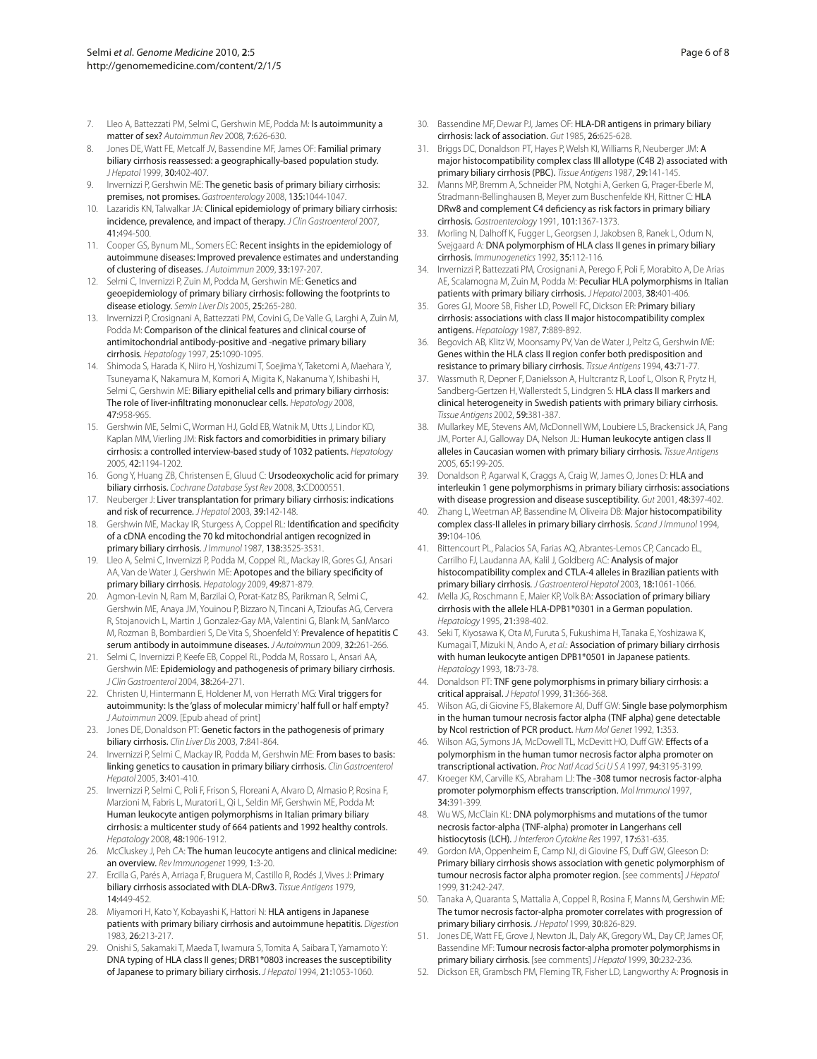7. Lleo A, Battezzati PM, Selmi C, Gershwin ME, Podda M: **Is autoimmunity a matter of sex?** *Autoimmun Rev* 2008, **7**:626-630.
8. Jones DE, Watt FE, Metcalf JV, Bassendine MF, James OF: **Familial primary biliary cirrhosis reassessed: a geographically-based population study.** *J Hepatol* 1999, **30**:402-407.
9. Invernizzi P, Gershwin ME: **The genetic basis of primary biliary cirrhosis: premises, not promises.** *Gastroenterology* 2008, **135**:1044-1047.
10. Lazaridis KN, Talwalkar JA: **Clinical epidemiology of primary biliary cirrhosis: incidence, prevalence, and impact of therapy.** *J Clin Gastroenterol* 2007, **41**:494-500.
11. Cooper GS, Bynum ML, Somers EC: **Recent insights in the epidemiology of autoimmune diseases: Improved prevalence estimates and understanding of clustering of diseases.** *J Autoimmun* 2009, **33**:197-207.
12. Selmi C, Invernizzi P, Zuin M, Podda M, Gershwin ME: **Genetics and geoepidemiology of primary biliary cirrhosis: following the footprints to disease etiology.** *Semin Liver Dis* 2005, **25**:265-280.
13. Invernizzi P, Crosignani A, Battezzati PM, Covini G, De Valle G, Larghi A, Zuin M, Podda M: **Comparison of the clinical features and clinical course of antimitochondrial antibody-positive and -negative primary biliary cirrhosis.** *Hepatology* 1997, **25**:1090-1095.
14. Shimoda S, Harada K, Niiro H, Yoshizumi T, Soejima Y, Taketomi A, Maehara Y, Tsuneyama K, Nakamura M, Komori A, Migita K, Nakanuma Y, Ishibashi H, Selmi C, Gershwin ME: **Biliary epithelial cells and primary biliary cirrhosis: The role of liver-infiltrating mononuclear cells.** *Hepatology* 2008, **47**:958-965.
15. Gershwin ME, Selmi C, Worman HJ, Gold EB, Watnik M, Utts J, Lindor KD, Kaplan MM, Vierling JM: **Risk factors and comorbidities in primary biliary cirrhosis: a controlled interview-based study of 1032 patients.** *Hepatology* 2005, **42**:1194-1202.
16. Gong Y, Huang ZB, Christensen E, Gluud C: **Ursodeoxycholic acid for primary biliary cirrhosis.** *Cochrane Database Syst Rev* 2008, **3**:CD000551.
17. Neuberger J: **Liver transplantation for primary biliary cirrhosis: indications and risk of recurrence.** *J Hepatol* 2003, **39**:142-148.
18. Gershwin ME, Mackay IR, Sturgess A, Coppel RL: **Identification and specificity of a cDNA encoding the 70 kd mitochondrial antigen recognized in primary biliary cirrhosis.** *J Immunol* 1987, **138**:3525-3531.
19. Lleo A, Selmi C, Invernizzi P, Podda M, Coppel RL, Mackay IR, Gores GJ, Ansari AA, Van de Water J, Gershwin ME: **Apotopes and the biliary specificity of primary biliary cirrhosis.** *Hepatology* 2009, **49**:871-879.
20. Agmon-Levin N, Ram M, Barzilai O, Porat-Katz BS, Parikman R, Selmi C, Gershwin ME, Anaya JM, Youinou P, Bizzaro N, Tincani A, Tzioufas AG, Cervera R, Stojanovich L, Martin J, Gonzalez-Gay MA, Valentini G, Blank M, SanMarco M, Rozman B, Bombardieri S, De Vita S, Shoenfeld Y: **Prevalence of hepatitis C serum antibody in autoimmune diseases.** *J Autoimmun* 2009, **32**:261-266.
21. Selmi C, Invernizzi P, Keefe EB, Coppel RL, Podda M, Rossaro L, Ansari AA, Gershwin ME: **Epidemiology and pathogenesis of primary biliary cirrhosis.** *J Clin Gastroenterol* 2004, **38**:264-271.
22. Christen U, Hintermann E, Holdener M, von Herrath MG: **Viral triggers for autoimmunity: Is the 'glass of molecular mimicry' half full or half empty?** *J Autoimmun* 2009. [Epub ahead of print]
23. Jones DE, Donaldson PT: **Genetic factors in the pathogenesis of primary biliary cirrhosis.** *Clin Liver Dis* 2003, **7**:841-864.
24. Invernizzi P, Selmi C, Mackay IR, Podda M, Gershwin ME: **From bases to basis: linking genetics to causation in primary biliary cirrhosis.** *Clin Gastroenterol Hepatol* 2005, **3**:401-410.
25. Invernizzi P, Selmi C, Poli F, Frison S, Floreani A, Alvaro D, Almasio P, Rosina F, Marzioni M, Fabris L, Muratori L, Qi L, Seldin MF, Gershwin ME, Podda M: **Human leukocyte antigen polymorphisms in Italian primary biliary cirrhosis: a multicenter study of 664 patients and 1992 healthy controls.** *Hepatology* 2008, **48**:1906-1912.
26. McCluskey J, Peh CA: **The human leucocyte antigens and clinical medicine: an overview.** *Rev Immunogenet* 1999, **1**:3-20.
27. Ercilla G, Parés A, Arriaga F, Bruguera M, Castillo R, Rodés J, Vives J: **Primary biliary cirrhosis associated with DLA-DRw3.** *Tissue Antigens* 1979, **14**:449-452.
28. Miyamori H, Kato Y, Kobayashi K, Hattori N: **HLA antigens in Japanese patients with primary biliary cirrhosis and autoimmune hepatitis.** *Digestion* 1983, **26**:213-217.
29. Onishi S, Sakamaki T, Maeda T, Iwamura S, Tomita A, Saibara T, Yamamoto Y: **DNA typing of HLA class II genes; DRB1\*0803 increases the susceptibility of Japanese to primary biliary cirrhosis.** *J Hepatol* 1994, **21**:1053-1060.
30. Bassendine MF, Dewar PJ, James OF: **HLA-DR antigens in primary biliary cirrhosis: lack of association.** *Gut* 1985, **26**:625-628.
31. Briggs DC, Donaldson PT, Hayes P, Welsh KI, Williams R, Neuberger JM: **A major histocompatibility complex class III allotype (C4B 2) associated with primary biliary cirrhosis (PBC).** *Tissue Antigens* 1987, **29**:141-145.
32. Manns MP, Bremm A, Schneider PM, Notghi A, Gerken G, Prager-Eberle M, Stradmann-Bellinghausen B, Meyer zum Buschenfelde KH, Rittner C: **HLA DRw8 and complement C4 deficiency as risk factors in primary biliary cirrhosis.** *Gastroenterology* 1991, **101**:1367-1373.
33. Morling N, Dalhoff K, Fugger L, Georgsen J, Jakobsen B, Ranek L, Odum N, Svejgaard A: **DNA polymorphism of HLA class II genes in primary biliary cirrhosis.** *Immunogenetics* 1992, **35**:112-116.
34. Invernizzi P, Battezzati PM, Crosignani A, Perego F, Poli F, Morabito A, De Arias AE, Scalamogna M, Zuin M, Podda M: **Peculiar HLA polymorphisms in Italian patients with primary biliary cirrhosis.** *J Hepatol* 2003, **38**:401-406.
35. Gores GJ, Moore SB, Fisher LD, Powell FC, Dickson ER: **Primary biliary cirrhosis: associations with class II major histocompatibility complex antigens.** *Hepatology* 1987, **7**:889-892.
36. Begovich AB, Klitz W, Moonsamy PV, Van de Water J, Peltz G, Gershwin ME: **Genes within the HLA class II region confer both predisposition and resistance to primary biliary cirrhosis.** *Tissue Antigens* 1994, **43**:71-77.
37. Wassmuth R, Depner F, Danielsson A, Hultcrantz R, Loof L, Olson R, Prytz H, Sandberg-Gertzen H, Wallerstedt S, Lindgren S: **HLA class II markers and clinical heterogeneity in Swedish patients with primary biliary cirrhosis.** *Tissue Antigens* 2002, **59**:381-387.
38. Mullarkey ME, Stevens AM, McDonnell WM, Loubiere LS, Brackensick JA, Pang JM, Porter AJ, Galloway DA, Nelson JL: **Human leukocyte antigen class II alleles in Caucasian women with primary biliary cirrhosis.** *Tissue Antigens* 2005, **65**:199-205.
39. Donaldson P, Agarwal K, Craggs A, Craig W, James O, Jones D: **HLA and interleukin 1 gene polymorphisms in primary biliary cirrhosis: associations with disease progression and disease susceptibility.** *Gut* 2001, **48**:397-402.
40. Zhang L, Weetman AP, Bassendine M, Oliveira DB: **Major histocompatibility complex class-II alleles in primary biliary cirrhosis.** *Scand J Immunol* 1994, **39**:104-106.
41. Bittencourt PL, Palacios SA, Farias AQ, Abrantes-Lemos CP, Cancado EL, Carrilho FJ, Laudanna AA, Kalil J, Goldberg AC: **Analysis of major histocompatibility complex and CTLA-4 alleles in Brazilian patients with primary biliary cirrhosis.** *J Gastroenterol Hepatol* 2003, **18**:1061-1066.
42. Mella JG, Roschmann E, Maier KP, Volk BA: **Association of primary biliary cirrhosis with the allele HLA-DPB1\*0301 in a German population.** *Hepatology* 1995, **21**:398-402.
43. Seki T, Kiyosawa K, Ota M, Furuta S, Fukushima H, Tanaka E, Yoshizawa K, Kumagai T, Mizuki N, Ando A, *et al.*: **Association of primary biliary cirrhosis with human leukocyte antigen DPB1\*0501 in Japanese patients.** *Hepatology* 1993, **18**:73-78.
44. Donaldson PT: **TNF gene polymorphisms in primary biliary cirrhosis: a critical appraisal.** *J Hepatol* 1999, **31**:366-368.
45. Wilson AG, di Giovine FS, Blakemore AI, Duff GW: **Single base polymorphism in the human tumour necrosis factor alpha (TNF alpha) gene detectable by NcoI restriction of PCR product.** *Hum Mol Genet* 1992, **1**:353.
46. Wilson AG, Symons JA, McDowell TL, McDevitt HO, Duff GW: **Effects of a polymorphism in the human tumor necrosis factor alpha promoter on transcriptional activation.** *Proc Natl Acad Sci U S A* 1997, **94**:3195-3199.
47. Kroeger KM, Carville KS, Abraham LJ: **The -308 tumor necrosis factor-alpha promoter polymorphism effects transcription.** *Mol Immunol* 1997, **34**:391-399.
48. Wu WS, McClain KL: **DNA polymorphisms and mutations of the tumor necrosis factor-alpha (TNF-alpha) promoter in Langerhans cell histiocytosis (LCH).** *J Interferon Cytokine Res* 1997, **17**:631-635.
49. Gordon MA, Oppenheim E, Camp NJ, di Giovine FS, Duff GW, Gleeson D: **Primary biliary cirrhosis shows association with genetic polymorphism of tumour necrosis factor alpha promoter region.** [see comments] *J Hepatol* 1999, **31**:242-247.
50. Tanaka A, Quaranta S, Mattalia A, Coppel R, Rosina F, Manns M, Gershwin ME: **The tumor necrosis factor-alpha promoter correlates with progression of primary biliary cirrhosis.** *J Hepatol* 1999, **30**:826-829.
51. Jones DE, Watt FE, Grove J, Newton JL, Daly AK, Gregory WL, Day CP, James OF, Bassendine MF: **Tumour necrosis factor-alpha promoter polymorphisms in primary biliary cirrhosis.** [see comments] *J Hepatol* 1999, **30**:232-236.
52. Dickson ER, Grambsch PM, Fleming TR, Fisher LD, Langworthy A: **Prognosis in**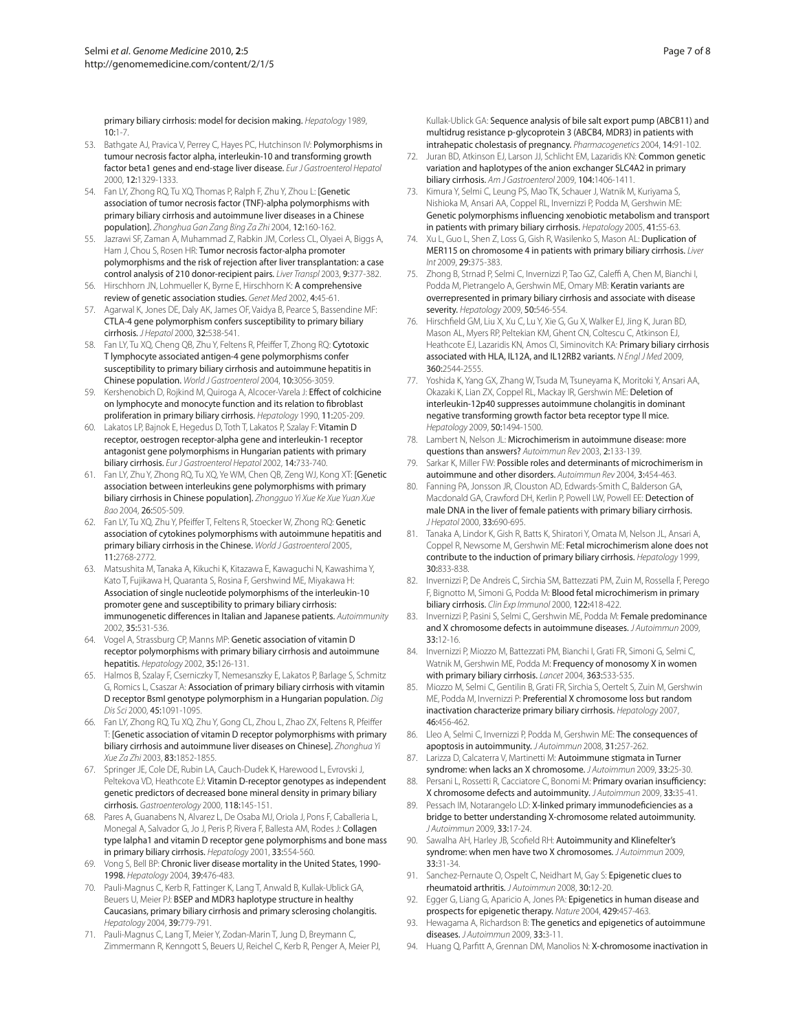primary biliary cirrhosis: model for decision making. *Hepatology* 1989, **10:**1-7.

53. Bathgate AJ, Pravica V, Perrey C, Hayes PC, Hutchinson IV: Polymorphisms in tumour necrosis factor alpha, interleukin-10 and transforming growth factor beta1 genes and end-stage liver disease. *Eur J Gastroenterol Hepatol* 2000, **12:**1329-1333.
54. Fan LY, Zhong RQ, Tu XQ, Thomas P, Ralph F, Zhu Y, Zhou L: [Genetic association of tumor necrosis factor (TNF)-alpha polymorphisms with primary biliary cirrhosis and autoimmune liver diseases in a Chinese population]. *Zhonghua Gan Zang Bing Za Zhi* 2004, **12:**160-162.
55. Jazrawi SF, Zaman A, Muhammad Z, Rabkin JM, Corless CL, Olyaei A, Biggs A, Ham J, Chou S, Rosen HR: Tumor necrosis factor-alpha promoter polymorphisms and the risk of rejection after liver transplantation: a case control analysis of 210 donor-recipient pairs. *Liver Transpl* 2003, **9:**377-382.
56. Hirschhorn JN, Lohmueller K, Byrne E, Hirschhorn K: A comprehensive review of genetic association studies. *Genet Med* 2002, **4:**45-61.
57. Agarwal K, Jones DE, Daly AK, James OF, Vaidya B, Pearce S, Bassendine MF: CTLA-4 gene polymorphism confers susceptibility to primary biliary cirrhosis. *J Hepatol* 2000, **32:**538-541.
58. Fan LY, Tu XQ, Cheng QB, Zhu Y, Feltens R, Pfeiffer T, Zhong RQ: Cytotoxic T lymphocyte associated antigen-4 gene polymorphisms confer susceptibility to primary biliary cirrhosis and autoimmune hepatitis in Chinese population. *World J Gastroenterol* 2004, **10:**3056-3059.
59. Kershenobich D, Rojkind M, Quiroga A, Alcocer-Varela J: Effect of colchicine on lymphocyte and monocyte function and its relation to fibroblast proliferation in primary biliary cirrhosis. *Hepatology* 1990, **11:**205-209.
60. Lakatos LP, Bajnok E, Hegedus D, Toth T, Lakatos P, Szalay F: Vitamin D receptor, oestrogen receptor-alpha gene and interleukin-1 receptor antagonist gene polymorphisms in Hungarian patients with primary biliary cirrhosis. *Eur J Gastroenterol Hepatol* 2002, **14:**733-740.
61. Fan LY, Zhu Y, Zhong RQ, Tu XQ, Ye WM, Chen QB, Zeng WJ, Kong XT: [Genetic association between interleukins gene polymorphisms with primary biliary cirrhosis in Chinese population]. *Zhongguo Yi Xue Ke Xue Yuan Xue Bao* 2004, **26:**505-509.
62. Fan LY, Tu XQ, Zhu Y, Pfeiffer T, Feltens R, Stoecker W, Zhong RQ: Genetic association of cytokines polymorphisms with autoimmune hepatitis and primary biliary cirrhosis in the Chinese. *World J Gastroenterol* 2005, **11:**2768-2772.
63. Matsushita M, Tanaka A, Kikuchi K, Kitazawa E, Kawaguchi N, Kawashima Y, Kato T, Fujikawa H, Quaranta S, Rosina F, Gershwind ME, Miyakawa H: Association of single nucleotide polymorphisms of the interleukin-10 promoter gene and susceptibility to primary biliary cirrhosis: immunogenetic differences in Italian and Japanese patients. *Autoimmunity* 2002, **35:**531-536.
64. Vogel A, Strassburg CP, Manns MP: Genetic association of vitamin D receptor polymorphisms with primary biliary cirrhosis and autoimmune hepatitis. *Hepatology* 2002, **35:**126-131.
65. Halmos B, Szalay F, Cserniczky T, Nemesanszky E, Lakatos P, Barlage S, Schmitz G, Romics L, Csaszar A: Association of primary biliary cirrhosis with vitamin D receptor BsmI genotype polymorphism in a Hungarian population. *Dig Dis Sci* 2000, **45:**1091-1095.
66. Fan LY, Zhong RQ, Tu XQ, Zhu Y, Gong CL, Zhou L, Zhao ZX, Feltens R, Pfeiffer T: [Genetic association of vitamin D receptor polymorphisms with primary biliary cirrhosis and autoimmune liver diseases on Chinese]. *Zhonghua Yi Xue Za Zhi* 2003, **83:**1852-1855.
67. Springer JE, Cole DE, Rubin LA, Cauch-Dudek K, Harewood L, Evrovski J, Peltekova VD, Heathcote EJ: Vitamin D-receptor genotypes as independent genetic predictors of decreased bone mineral density in primary biliary cirrhosis. *Gastroenterology* 2000, **118:**145-151.
68. Pares A, Guanabens N, Alvarez L, De Osaba MJ, Oriola J, Pons F, Caballeria L, Monegal A, Salvador G, Jo J, Peris P, Rivera F, Ballesta AM, Rodes J: Collagen type Ialpha1 and vitamin D receptor gene polymorphisms and bone mass in primary biliary cirrhosis. *Hepatology* 2001, **33:**554-560.
69. Vong S, Bell BP: Chronic liver disease mortality in the United States, 1990-1998. *Hepatology* 2004, **39:**476-483.
70. Pauli-Magnus C, Kerb R, Fattinger K, Lang T, Anwald B, Kullak-Ublick GA, Beuers U, Meier PJ: BSEP and MDR3 haplotype structure in healthy Caucasians, primary biliary cirrhosis and primary sclerosing cholangitis. *Hepatology* 2004, **39:**779-791.
71. Pauli-Magnus C, Lang T, Meier Y, Zodan-Marin T, Jung D, Breymann C, Zimmermann R, Kenngott S, Beuers U, Reichel C, Kerb R, Penger A, Meier PJ, Kullak-Ublick GA: Sequence analysis of bile salt export pump (ABCB11) and multidrug resistance p-glycoprotein 3 (ABCB4, MDR3) in patients with intrahepatic cholestasis of pregnancy. *Pharmacogenetics* 2004, **14:**91-102.
72. Juran BD, Atkinson EJ, Larson JJ, Schlicht EM, Lazaridis KN: Common genetic variation and haplotypes of the anion exchanger SLC4A2 in primary biliary cirrhosis. *Am J Gastroenterol* 2009, **104:**1406-1411.
73. Kimura Y, Selmi C, Leung PS, Mao TK, Schauer J, Watnik M, Kuriyama S, Nishioka M, Ansari AA, Coppel RL, Invernizzi P, Podda M, Gershwin ME: Genetic polymorphisms influencing xenobiotic metabolism and transport in patients with primary biliary cirrhosis. *Hepatology* 2005, **41:**55-63.
74. Xu L, Guo L, Shen Z, Loss G, Gish R, Wasilenko S, Mason AL: Duplication of MER115 on chromosome 4 in patients with primary biliary cirrhosis. *Liver Int* 2009, **29:**375-383.
75. Zhong B, Strnad P, Selmi C, Invernizzi P, Tao GZ, Caleffi A, Chen M, Bianchi I, Podda M, Pietrangelo A, Gershwin ME, Omary MB: Keratin variants are overrepresented in primary biliary cirrhosis and associate with disease severity. *Hepatology* 2009, **50:**546-554.
76. Hirschfield GM, Liu X, Xu C, Lu Y, Xie G, Gu X, Walker EJ, Jing K, Juran BD, Mason AL, Myers RP, Peltekian KM, Ghent CN, Coltescu C, Atkinson EJ, Heathcote EJ, Lazaridis KN, Amos CI, Siminovitch KA: Primary biliary cirrhosis associated with HLA, IL12A, and IL12RB2 variants. *N Engl J Med* 2009, **360:**2544-2555.
77. Yoshida K, Yang GX, Zhang W, Tsuda M, Tsuneyama K, Moritoki Y, Ansari AA, Okazaki K, Lian ZX, Coppel RL, Mackay IR, Gershwin ME: Deletion of interleukin-12p40 suppresses autoimmune cholangitis in dominant negative transforming growth factor beta receptor type II mice. *Hepatology* 2009, **50:**1494-1500.
78. Lambert N, Nelson JL: Microchimerism in autoimmune disease: more questions than answers? *Autoimmun Rev* 2003, **2:**133-139.
79. Sarkar K, Miller FW: Possible roles and determinants of microchimerism in autoimmune and other disorders. *Autoimmun Rev* 2004, **3:**454-463.
80. Fanning PA, Jonsson JR, Clouston AD, Edwards-Smith C, Balderson GA, Macdonald GA, Crawford DH, Kerlin P, Powell LW, Powell EE: Detection of male DNA in the liver of female patients with primary biliary cirrhosis. *J Hepatol* 2000, **33:**690-695.
81. Tanaka A, Lindor K, Gish R, Batts K, Shiratori Y, Omata M, Nelson JL, Ansari A, Coppel R, Newsome M, Gershwin ME: Fetal microchimerism alone does not contribute to the induction of primary biliary cirrhosis. *Hepatology* 1999, **30:**833-838.
82. Invernizzi P, De Andreis C, Sirchia SM, Battezzati PM, Zuin M, Rossella F, Perego F, Bignotto M, Simoni G, Podda M: Blood fetal microchimerism in primary biliary cirrhosis. *Clin Exp Immunol* 2000, **122:**418-422.
83. Invernizzi P, Pasini S, Selmi C, Gershwin ME, Podda M: Female predominance and X chromosome defects in autoimmune diseases. *J Autoimmun* 2009, **33:**12-16.
84. Invernizzi P, Miozzo M, Battezzati PM, Bianchi I, Grati FR, Simoni G, Selmi C, Watnik M, Gershwin ME, Podda M: Frequency of monosomy X in women with primary biliary cirrhosis. *Lancet* 2004, **363:**533-535.
85. Miozzo M, Selmi C, Gentilin B, Grati FR, Sirchia S, Oertelt S, Zuin M, Gershwin ME, Podda M, Invernizzi P: Preferential X chromosome loss but random inactivation characterize primary biliary cirrhosis. *Hepatology* 2007, **46:**456-462.
86. Lleo A, Selmi C, Invernizzi P, Podda M, Gershwin ME: The consequences of apoptosis in autoimmunity. *J Autoimmun* 2008, **31:**257-262.
87. Larizza D, Calcaterra V, Martinetti M: Autoimmune stigmata in Turner syndrome: when lacks an X chromosome. *J Autoimmun* 2009, **33:**25-30.
88. Persani L, Rossetti R, Cacciatore C, Bonomi M: Primary ovarian insufficiency: X chromosome defects and autoimmunity. *J Autoimmun* 2009, **33:**35-41.
89. Pessach IM, Notarangelo LD: X-linked primary immunodeficiencies as a bridge to better understanding X-chromosome related autoimmunity. *J Autoimmun* 2009, **33:**17-24.
90. Sawalha AH, Harley JB, Scofield RH: Autoimmunity and Klinefelter's syndrome: when men have two X chromosomes. *J Autoimmun* 2009, **33:**31-34.
91. Sanchez-Pernaute O, Ospelt C, Neidhart M, Gay S: Epigenetic clues to rheumatoid arthritis. *J Autoimmun* 2008, **30:**12-20.
92. Egger G, Liang G, Aparicio A, Jones PA: Epigenetics in human disease and prospects for epigenetic therapy. *Nature* 2004, **429:**457-463.
93. Hewagama A, Richardson B: The genetics and epigenetics of autoimmune diseases. *J Autoimmun* 2009, **33:**3-11.
94. Huang Q, Parfitt A, Grennan DM, Manolios N: X-chromosome inactivation in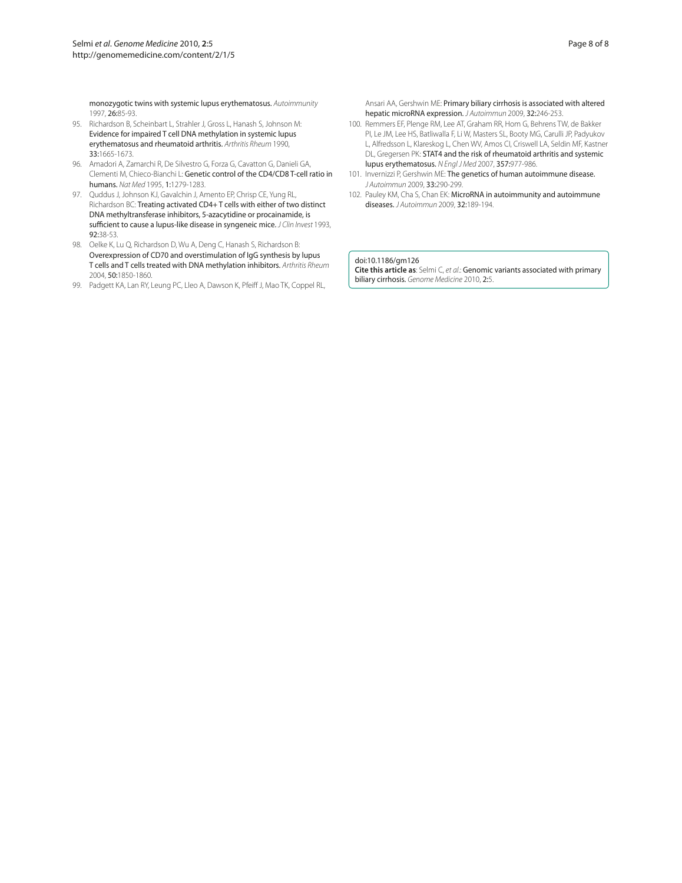monozygotic twins with systemic lupus erythematosus. *Autoimmunity* 1997, **26**:85-93.

95. Richardson B, Scheinbart L, Strahler J, Gross L, Hanash S, Johnson M: Evidence for impaired T cell DNA methylation in systemic lupus erythematosus and rheumatoid arthritis. *Arthritis Rheum* 1990, **33**:1665-1673.
96. Amadori A, Zamarchi R, De Silvestro G, Forza G, Cavatton G, Danieli GA, Clementi M, Chieco-Bianchi L: Genetic control of the CD4/CD8 T-cell ratio in humans. *Nat Med* 1995, **1**:1279-1283.
97. Quddus J, Johnson KJ, Gavalchin J, Amento EP, Chrisp CE, Yung RL, Richardson BC: Treating activated CD4+ T cells with either of two distinct DNA methyltransferase inhibitors, 5-azacytidine or procainamide, is sufficient to cause a lupus-like disease in syngeneic mice. *J Clin Invest* 1993, **92**:38-53.
98. Oelke K, Lu Q, Richardson D, Wu A, Deng C, Hanash S, Richardson B: Overexpression of CD70 and overstimulation of IgG synthesis by lupus T cells and T cells treated with DNA methylation inhibitors. *Arthritis Rheum* 2004, **50**:1850-1860.
99. Padgett KA, Lan RY, Leung PC, Lleo A, Dawson K, Pfeiff J, Mao TK, Coppel RL, Ansari AA, Gershwin ME: Primary biliary cirrhosis is associated with altered hepatic microRNA expression. *J Autoimmun* 2009, **32**:246-253.
100. Remmers EF, Plenge RM, Lee AT, Graham RR, Hom G, Behrens TW, de Bakker PI, Le JM, Lee HS, Batliwalla F, Li W, Masters SL, Booty MG, Carulli JP, Padyukov L, Alfredsson L, Klareskog L, Chen WV, Amos CI, Criswell LA, Seldin MF, Kastner DL, Gregersen PK: STAT4 and the risk of rheumatoid arthritis and systemic lupus erythematosus. *N Engl J Med* 2007, **357**:977-986.
101. Invernizzi P, Gershwin ME: The genetics of human autoimmune disease. *J Autoimmun* 2009, **33**:290-299.
102. Pauley KM, Cha S, Chan EK: MicroRNA in autoimmunity and autoimmune diseases. *J Autoimmun* 2009, **32**:189-194.

doi:10.1186/gm126

**Cite this article as**: Selmi C, *et al.*: Genomic variants associated with primary biliary cirrhosis. *Genome Medicine* 2010, **2**:5.